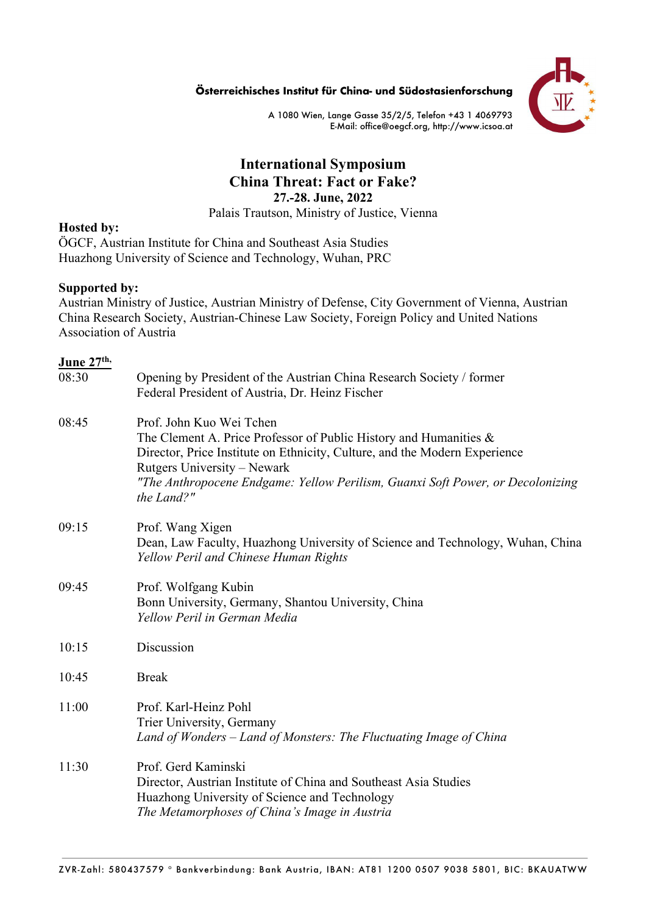**Österreichisches Institut für China- und Südostasienforschung**

A 1080 Wien, Lange Gasse 35/2/5, Telefon +43 1 4069793
E-Mail: office@oegcf.org, http://www.icsoa.at

# International Symposium
# China Threat: Fact or Fake?
### 27.-28. June, 2022
Palais Trautson, Ministry of Justice, Vienna

**Hosted by:**
ÖGCF, Austrian Institute for China and Southeast Asia Studies
Huazhong University of Science and Technology, Wuhan, PRC

**Supported by:**
Austrian Ministry of Justice, Austrian Ministry of Defense, City Government of Vienna, Austrian China Research Society, Austrian-Chinese Law Society, Foreign Policy and United Nations Association of Austria

**June 27th.**

| | |
|---|---|
| 08:30 | Opening by President of the Austrian China Research Society / former Federal President of Austria, Dr. Heinz Fischer |
| 08:45 | Prof. John Kuo Wei Tchen<br>The Clement A. Price Professor of Public History and Humanities &<br>Director, Price Institute on Ethnicity, Culture, and the Modern Experience<br>Rutgers University – Newark<br>*"The Anthropocene Endgame: Yellow Perilism, Guanxi Soft Power, or Decolonizing the Land?"* |
| 09:15 | Prof. Wang Xigen<br>Dean, Law Faculty, Huazhong University of Science and Technology, Wuhan, China<br>*Yellow Peril and Chinese Human Rights* |
| 09:45 | Prof. Wolfgang Kubin<br>Bonn University, Germany, Shantou University, China<br>*Yellow Peril in German Media* |
| 10:15 | Discussion |
| 10:45 | Break |
| 11:00 | Prof. Karl-Heinz Pohl<br>Trier University, Germany<br>*Land of Wonders – Land of Monsters: The Fluctuating Image of China* |
| 11:30 | Prof. Gerd Kaminski<br>Director, Austrian Institute of China and Southeast Asia Studies<br>Huazhong University of Science and Technology<br>*The Metamorphoses of China's Image in Austria* |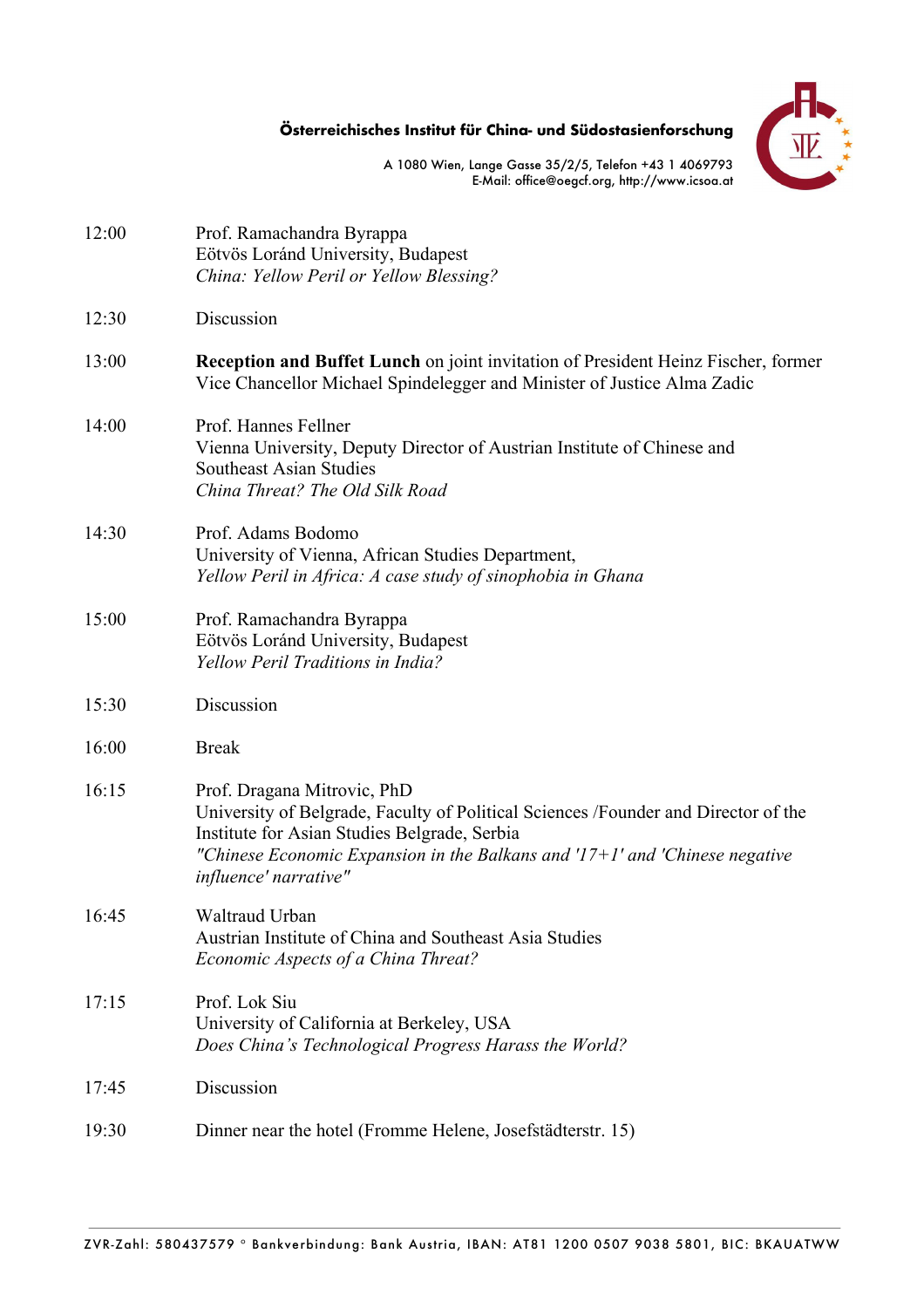| | |
|---|---|
| 12:00 | Prof. Ramachandra Byrappa<br>Eötvös Loránd University, Budapest<br>*China: Yellow Peril or Yellow Blessing?* |
| 12:30 | Discussion |
| 13:00 | **Reception and Buffet Lunch** on joint invitation of President Heinz Fischer, former Vice Chancellor Michael Spindelegger and Minister of Justice Alma Zadic |
| 14:00 | Prof. Hannes Fellner<br>Vienna University, Deputy Director of Austrian Institute of Chinese and Southeast Asian Studies<br>*China Threat? The Old Silk Road* |
| 14:30 | Prof. Adams Bodomo<br>University of Vienna, African Studies Department,<br>*Yellow Peril in Africa: A case study of sinophobia in Ghana* |
| 15:00 | Prof. Ramachandra Byrappa<br>Eötvös Loránd University, Budapest<br>*Yellow Peril Traditions in India?* |
| 15:30 | Discussion |
| 16:00 | Break |
| 16:15 | Prof. Dragana Mitrovic, PhD<br>University of Belgrade, Faculty of Political Sciences /Founder and Director of the Institute for Asian Studies Belgrade, Serbia<br>*"Chinese Economic Expansion in the Balkans and '17+1' and 'Chinese negative influence' narrative"* |
| 16:45 | Waltraud Urban<br>Austrian Institute of China and Southeast Asia Studies<br>*Economic Aspects of a China Threat?* |
| 17:15 | Prof. Lok Siu<br>University of California at Berkeley, USA<br>*Does China's Technological Progress Harass the World?* |
| 17:45 | Discussion |
| 19:30 | Dinner near the hotel (Fromme Helene, Josefstädterstr. 15) |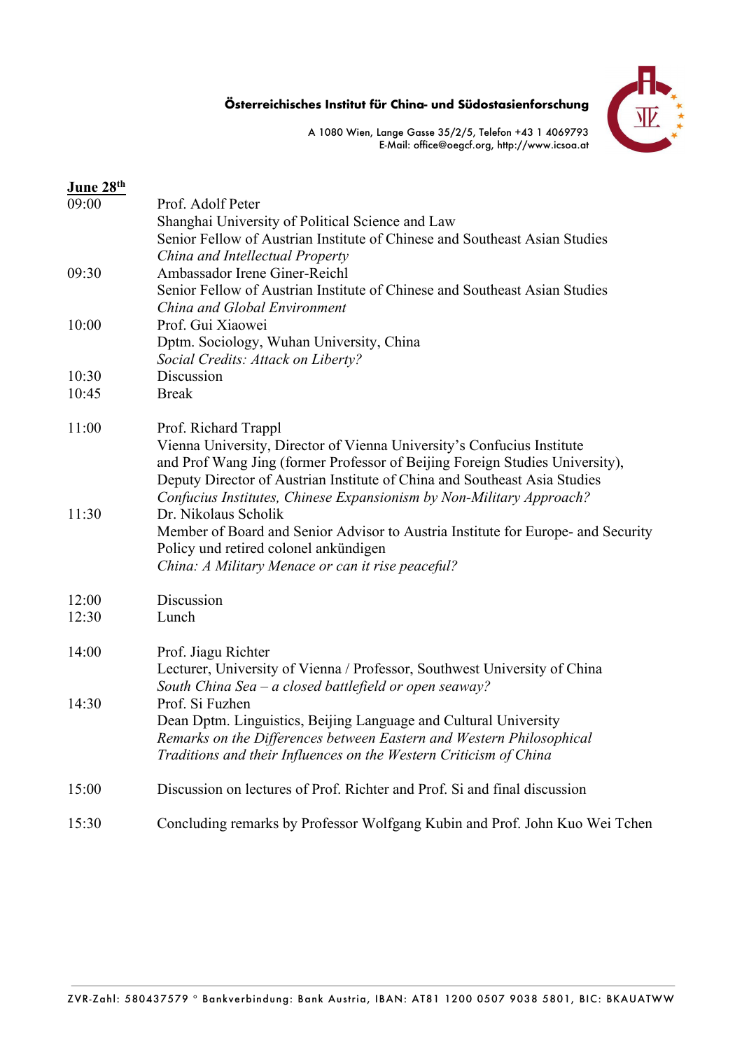**June 28[th]**

| | |
|---|---|
| 09:00 | Prof. Adolf Peter<br>Shanghai University of Political Science and Law<br>Senior Fellow of Austrian Institute of Chinese and Southeast Asian Studies<br>*China and Intellectual Property* |
| 09:30 | Ambassador Irene Giner-Reichl<br>Senior Fellow of Austrian Institute of Chinese and Southeast Asian Studies<br>*China and Global Environment* |
| 10:00 | Prof. Gui Xiaowei<br>Dptm. Sociology, Wuhan University, China<br>*Social Credits: Attack on Liberty?* |
| 10:30 | Discussion |
| 10:45 | Break |
| 11:00 | Prof. Richard Trappl<br>Vienna University, Director of Vienna University's Confucius Institute<br>and Prof Wang Jing (former Professor of Beijing Foreign Studies University),<br>Deputy Director of Austrian Institute of China and Southeast Asia Studies<br>*Confucius Institutes, Chinese Expansionism by Non-Military Approach?* |
| 11:30 | Dr. Nikolaus Scholik<br>Member of Board and Senior Advisor to Austria Institute for Europe- and Security Policy und retired colonel ankündigen<br>*China: A Military Menace or can it rise peaceful?* |
| 12:00 | Discussion |
| 12:30 | Lunch |
| 14:00 | Prof. Jiagu Richter<br>Lecturer, University of Vienna / Professor, Southwest University of China<br>*South China Sea – a closed battlefield or open seaway?* |
| 14:30 | Prof. Si Fuzhen<br>Dean Dptm. Linguistics, Beijing Language and Cultural University<br>*Remarks on the Differences between Eastern and Western Philosophical Traditions and their Influences on the Western Criticism of China* |
| 15:00 | Discussion on lectures of Prof. Richter and Prof. Si and final discussion |
| 15:30 | Concluding remarks by Professor Wolfgang Kubin and Prof. John Kuo Wei Tchen |